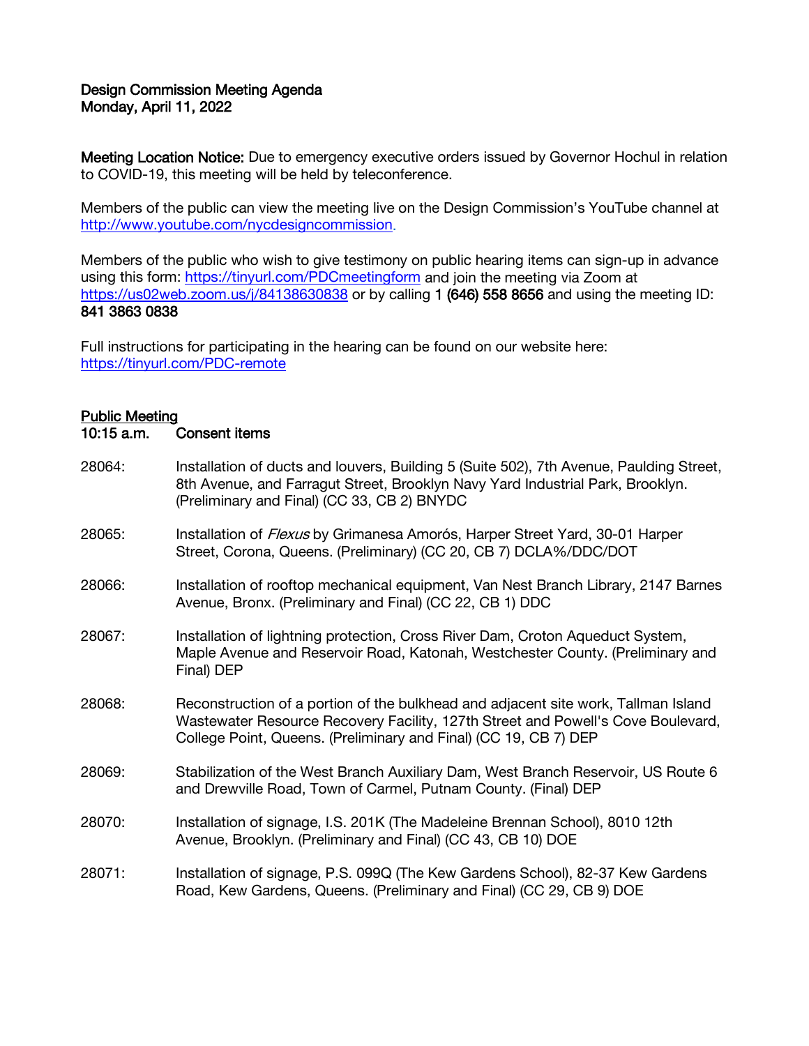**Design Commission Meeting Agenda**
**Monday, April 11, 2022**

**Meeting Location Notice:** Due to emergency executive orders issued by Governor Hochul in relation to COVID-19, this meeting will be held by teleconference.

Members of the public can view the meeting live on the Design Commission's YouTube channel at [http://www.youtube.com/nycdesigncommission](http://www.youtube.com/nycdesigncommission).

Members of the public who wish to give testimony on public hearing items can sign-up in advance using this form: [https://tinyurl.com/PDCmeetingform](https://tinyurl.com/PDCmeetingform) and join the meeting via Zoom at [https://us02web.zoom.us/j/84138630838](https://us02web.zoom.us/j/84138630838) or by calling **1 (646) 558 8656** and using the meeting ID: **841 3863 0838**

Full instructions for participating in the hearing can be found on our website here: [https://tinyurl.com/PDC-remote](https://tinyurl.com/PDC-remote)

## Public Meeting

**10:15 a.m. Consent items**

28064: Installation of ducts and louvers, Building 5 (Suite 502), 7th Avenue, Paulding Street, 8th Avenue, and Farragut Street, Brooklyn Navy Yard Industrial Park, Brooklyn. (Preliminary and Final) (CC 33, CB 2) BNYDC

28065: Installation of *Flexus* by Grimanesa Amorós, Harper Street Yard, 30-01 Harper Street, Corona, Queens. (Preliminary) (CC 20, CB 7) DCLA%/DDC/DOT

28066: Installation of rooftop mechanical equipment, Van Nest Branch Library, 2147 Barnes Avenue, Bronx. (Preliminary and Final) (CC 22, CB 1) DDC

28067: Installation of lightning protection, Cross River Dam, Croton Aqueduct System, Maple Avenue and Reservoir Road, Katonah, Westchester County. (Preliminary and Final) DEP

28068: Reconstruction of a portion of the bulkhead and adjacent site work, Tallman Island Wastewater Resource Recovery Facility, 127th Street and Powell's Cove Boulevard, College Point, Queens. (Preliminary and Final) (CC 19, CB 7) DEP

28069: Stabilization of the West Branch Auxiliary Dam, West Branch Reservoir, US Route 6 and Drewville Road, Town of Carmel, Putnam County. (Final) DEP

28070: Installation of signage, I.S. 201K (The Madeleine Brennan School), 8010 12th Avenue, Brooklyn. (Preliminary and Final) (CC 43, CB 10) DOE

28071: Installation of signage, P.S. 099Q (The Kew Gardens School), 82-37 Kew Gardens Road, Kew Gardens, Queens. (Preliminary and Final) (CC 29, CB 9) DOE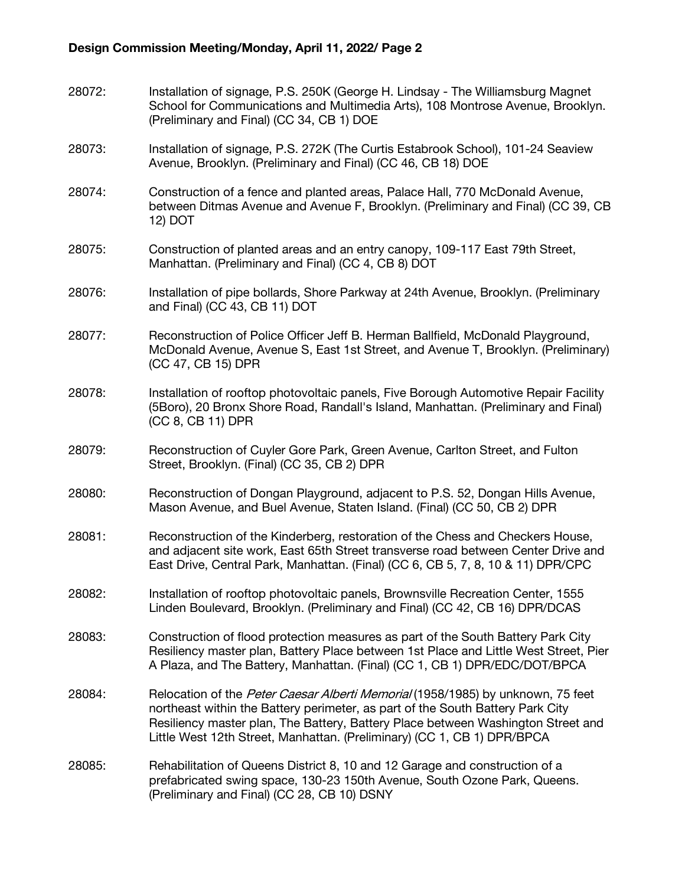28072: Installation of signage, P.S. 250K (George H. Lindsay - The Williamsburg Magnet School for Communications and Multimedia Arts), 108 Montrose Avenue, Brooklyn. (Preliminary and Final) (CC 34, CB 1) DOE

28073: Installation of signage, P.S. 272K (The Curtis Estabrook School), 101-24 Seaview Avenue, Brooklyn. (Preliminary and Final) (CC 46, CB 18) DOE

28074: Construction of a fence and planted areas, Palace Hall, 770 McDonald Avenue, between Ditmas Avenue and Avenue F, Brooklyn. (Preliminary and Final) (CC 39, CB 12) DOT

28075: Construction of planted areas and an entry canopy, 109-117 East 79th Street, Manhattan. (Preliminary and Final) (CC 4, CB 8) DOT

28076: Installation of pipe bollards, Shore Parkway at 24th Avenue, Brooklyn. (Preliminary and Final) (CC 43, CB 11) DOT

28077: Reconstruction of Police Officer Jeff B. Herman Ballfield, McDonald Playground, McDonald Avenue, Avenue S, East 1st Street, and Avenue T, Brooklyn. (Preliminary) (CC 47, CB 15) DPR

28078: Installation of rooftop photovoltaic panels, Five Borough Automotive Repair Facility (5Boro), 20 Bronx Shore Road, Randall's Island, Manhattan. (Preliminary and Final) (CC 8, CB 11) DPR

28079: Reconstruction of Cuyler Gore Park, Green Avenue, Carlton Street, and Fulton Street, Brooklyn. (Final) (CC 35, CB 2) DPR

28080: Reconstruction of Dongan Playground, adjacent to P.S. 52, Dongan Hills Avenue, Mason Avenue, and Buel Avenue, Staten Island. (Final) (CC 50, CB 2) DPR

28081: Reconstruction of the Kinderberg, restoration of the Chess and Checkers House, and adjacent site work, East 65th Street transverse road between Center Drive and East Drive, Central Park, Manhattan. (Final) (CC 6, CB 5, 7, 8, 10 & 11) DPR/CPC

28082: Installation of rooftop photovoltaic panels, Brownsville Recreation Center, 1555 Linden Boulevard, Brooklyn. (Preliminary and Final) (CC 42, CB 16) DPR/DCAS

28083: Construction of flood protection measures as part of the South Battery Park City Resiliency master plan, Battery Place between 1st Place and Little West Street, Pier A Plaza, and The Battery, Manhattan. (Final) (CC 1, CB 1) DPR/EDC/DOT/BPCA

28084: Relocation of the *Peter Caesar Alberti Memorial* (1958/1985) by unknown, 75 feet northeast within the Battery perimeter, as part of the South Battery Park City Resiliency master plan, The Battery, Battery Place between Washington Street and Little West 12th Street, Manhattan. (Preliminary) (CC 1, CB 1) DPR/BPCA

28085: Rehabilitation of Queens District 8, 10 and 12 Garage and construction of a prefabricated swing space, 130-23 150th Avenue, South Ozone Park, Queens. (Preliminary and Final) (CC 28, CB 10) DSNY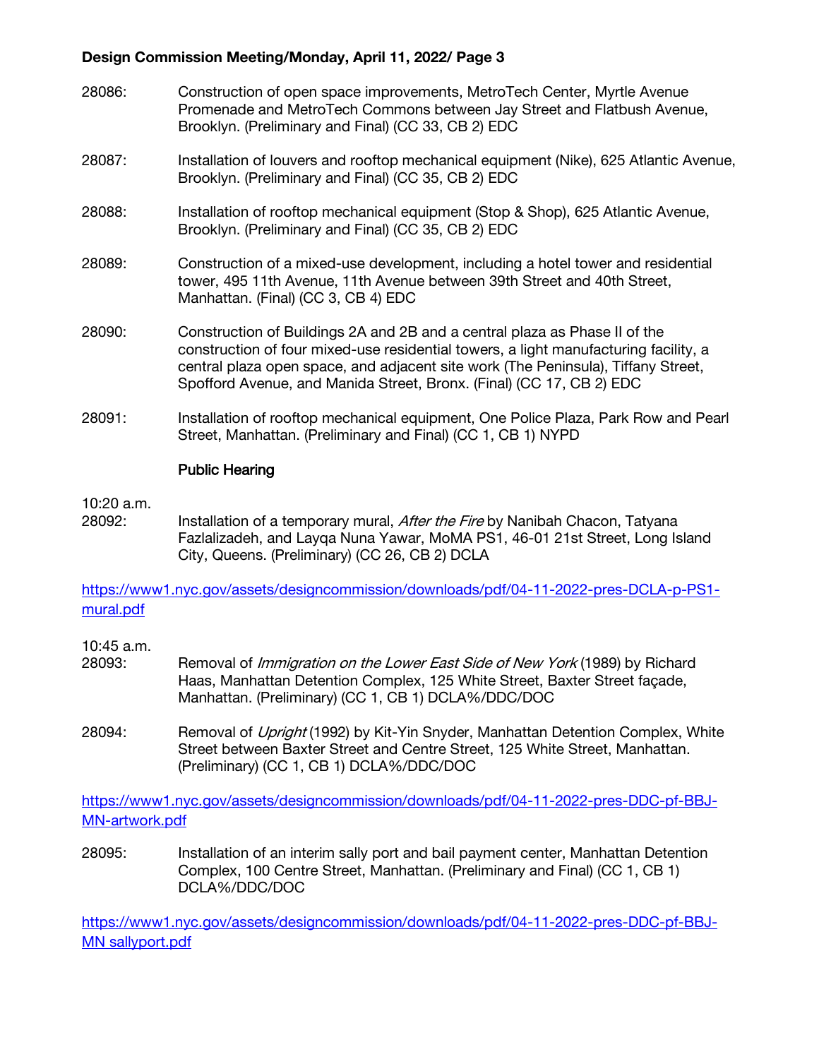28086: Construction of open space improvements, MetroTech Center, Myrtle Avenue Promenade and MetroTech Commons between Jay Street and Flatbush Avenue, Brooklyn. (Preliminary and Final) (CC 33, CB 2) EDC

28087: Installation of louvers and rooftop mechanical equipment (Nike), 625 Atlantic Avenue, Brooklyn. (Preliminary and Final) (CC 35, CB 2) EDC

28088: Installation of rooftop mechanical equipment (Stop & Shop), 625 Atlantic Avenue, Brooklyn. (Preliminary and Final) (CC 35, CB 2) EDC

28089: Construction of a mixed-use development, including a hotel tower and residential tower, 495 11th Avenue, 11th Avenue between 39th Street and 40th Street, Manhattan. (Final) (CC 3, CB 4) EDC

28090: Construction of Buildings 2A and 2B and a central plaza as Phase II of the construction of four mixed-use residential towers, a light manufacturing facility, a central plaza open space, and adjacent site work (The Peninsula), Tiffany Street, Spofford Avenue, and Manida Street, Bronx. (Final) (CC 17, CB 2) EDC

28091: Installation of rooftop mechanical equipment, One Police Plaza, Park Row and Pearl Street, Manhattan. (Preliminary and Final) (CC 1, CB 1) NYPD

## Public Hearing

10:20 a.m.
28092: Installation of a temporary mural, *After the Fire* by Nanibah Chacon, Tatyana Fazlalizadeh, and Layqa Nuna Yawar, MoMA PS1, 46-01 21st Street, Long Island City, Queens. (Preliminary) (CC 26, CB 2) DCLA

https://www1.nyc.gov/assets/designcommission/downloads/pdf/04-11-2022-pres-DCLA-p-PS1-mural.pdf

10:45 a.m.
28093: Removal of *Immigration on the Lower East Side of New York* (1989) by Richard Haas, Manhattan Detention Complex, 125 White Street, Baxter Street façade, Manhattan. (Preliminary) (CC 1, CB 1) DCLA%/DDC/DOC

28094: Removal of *Upright* (1992) by Kit-Yin Snyder, Manhattan Detention Complex, White Street between Baxter Street and Centre Street, 125 White Street, Manhattan. (Preliminary) (CC 1, CB 1) DCLA%/DDC/DOC

https://www1.nyc.gov/assets/designcommission/downloads/pdf/04-11-2022-pres-DDC-pf-BBJ-MN-artwork.pdf

28095: Installation of an interim sally port and bail payment center, Manhattan Detention Complex, 100 Centre Street, Manhattan. (Preliminary and Final) (CC 1, CB 1) DCLA%/DDC/DOC

https://www1.nyc.gov/assets/designcommission/downloads/pdf/04-11-2022-pres-DDC-pf-BBJ-MN sallyport.pdf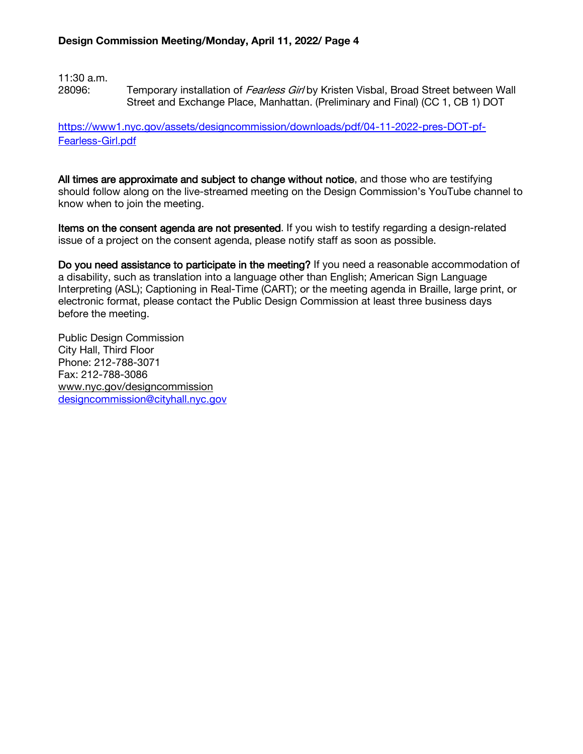11:30 a.m.

28096: Temporary installation of *Fearless Girl* by Kristen Visbal, Broad Street between Wall Street and Exchange Place, Manhattan. (Preliminary and Final) (CC 1, CB 1) DOT

https://www1.nyc.gov/assets/designcommission/downloads/pdf/04-11-2022-pres-DOT-pf-Fearless-Girl.pdf

**All times are approximate and subject to change without notice**, and those who are testifying should follow along on the live-streamed meeting on the Design Commission's YouTube channel to know when to join the meeting.

**Items on the consent agenda are not presented**. If you wish to testify regarding a design-related issue of a project on the consent agenda, please notify staff as soon as possible.

**Do you need assistance to participate in the meeting?** If you need a reasonable accommodation of a disability, such as translation into a language other than English; American Sign Language Interpreting (ASL); Captioning in Real-Time (CART); or the meeting agenda in Braille, large print, or electronic format, please contact the Public Design Commission at least three business days before the meeting.

Public Design Commission
City Hall, Third Floor
Phone: 212-788-3071
Fax: 212-788-3086
www.nyc.gov/designcommission
designcommission@cityhall.nyc.gov